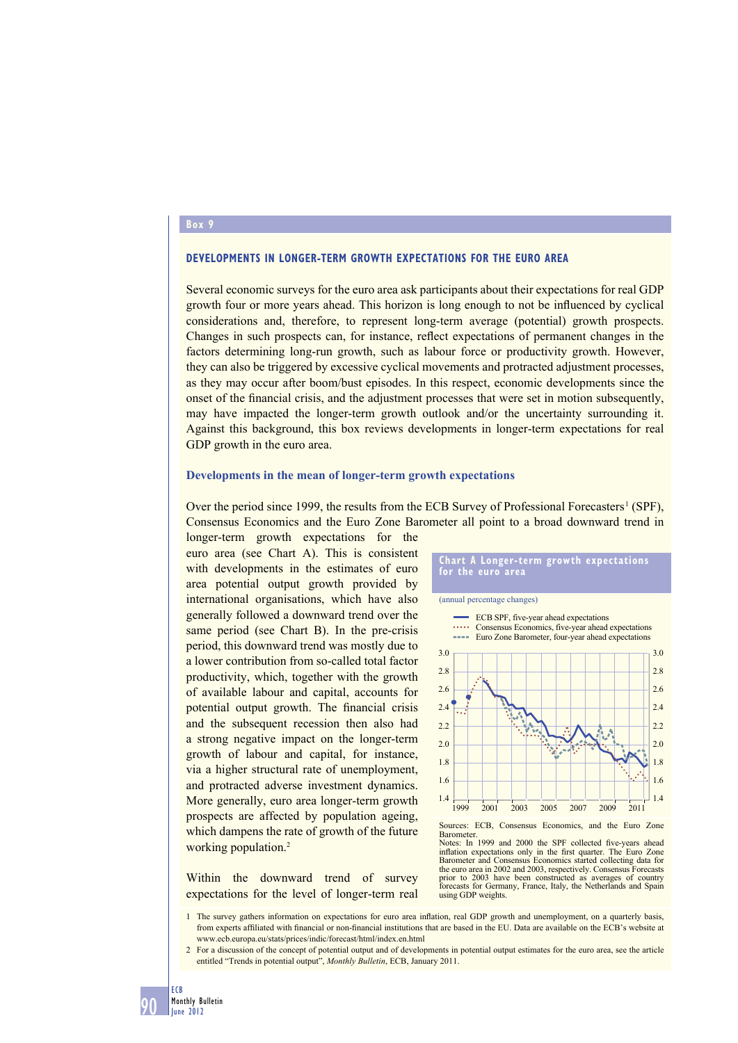Box 9

## DEVELOPMENTS IN LONGER-TERM GROWTH EXPECTATIONS FOR THE EURO AREA

Several economic surveys for the euro area ask participants about their expectations for real GDP growth four or more years ahead. This horizon is long enough to not be influenced by cyclical considerations and, therefore, to represent long-term average (potential) growth prospects. Changes in such prospects can, for instance, reflect expectations of permanent changes in the factors determining long-run growth, such as labour force or productivity growth. However, they can also be triggered by excessive cyclical movements and protracted adjustment processes, as they may occur after boom/bust episodes. In this respect, economic developments since the onset of the financial crisis, and the adjustment processes that were set in motion subsequently, may have impacted the longer-term growth outlook and/or the uncertainty surrounding it. Against this background, this box reviews developments in longer-term expectations for real GDP growth in the euro area.

### Developments in the mean of longer-term growth expectations

Over the period since 1999, the results from the ECB Survey of Professional Forecasters[1] (SPF), Consensus Economics and the Euro Zone Barometer all point to a broad downward trend in longer-term growth expectations for the euro area (see Chart A). This is consistent with developments in the estimates of euro area potential output growth provided by international organisations, which have also generally followed a downward trend over the same period (see Chart B). In the pre-crisis period, this downward trend was mostly due to a lower contribution from so-called total factor productivity, which, together with the growth of available labour and capital, accounts for potential output growth. The financial crisis and the subsequent recession then also had a strong negative impact on the longer-term growth of labour and capital, for instance, via a higher structural rate of unemployment, and protracted adverse investment dynamics. More generally, euro area longer-term growth prospects are affected by population ageing, which dampens the rate of growth of the future working population.[2]

Within the downward trend of survey expectations for the level of longer-term real

**Chart A Longer-term growth expectations for the euro area**

(annual percentage changes)

- ECB SPF, five-year ahead expectations
- Consensus Economics, five-year ahead expectations
- Euro Zone Barometer, four-year ahead expectations

Sources: ECB, Consensus Economics, and the Euro Zone Barometer.
Notes: In 1999 and 2000 the SPF collected five-years ahead inflation expectations only in the first quarter. The Euro Zone Barometer and Consensus Economics started collecting data for the euro area in 2002 and 2003, respectively. Consensus Forecasts prior to 2003 have been constructed as averages of country forecasts for Germany, France, Italy, the Netherlands and Spain using GDP weights.

1 The survey gathers information on expectations for euro area inflation, real GDP growth and unemployment, on a quarterly basis, from experts affiliated with financial or non-financial institutions that are based in the EU. Data are available on the ECB's website at www.ecb.europa.eu/stats/prices/indic/forecast/html/index.en.html

2 For a discussion of the concept of potential output and of developments in potential output estimates for the euro area, see the article entitled "Trends in potential output", *Monthly Bulletin*, ECB, January 2011.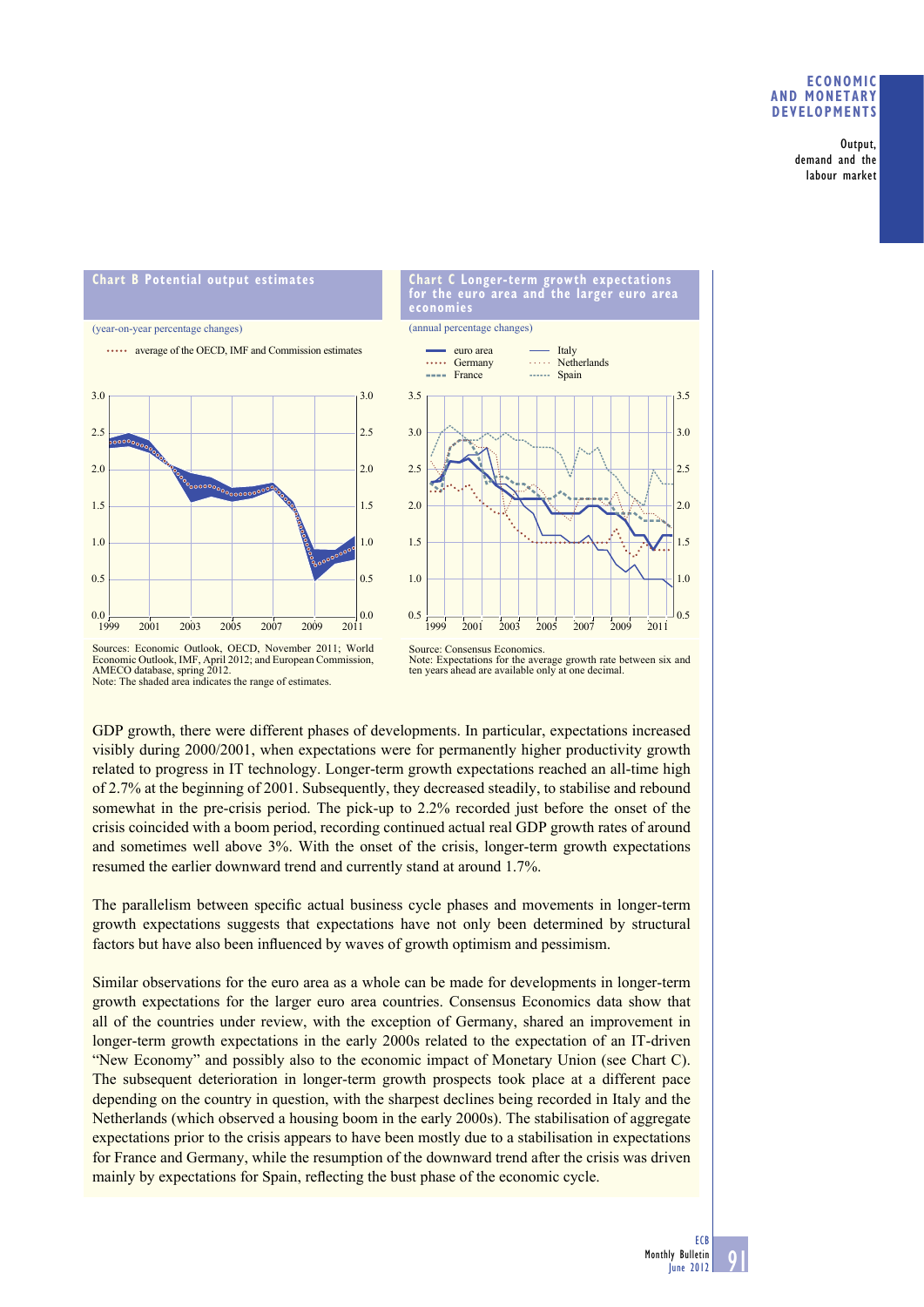**Chart B Potential output estimates**

(year-on-year percentage changes)

average of the OECD, IMF and Commission estimates

Sources: Economic Outlook, OECD, November 2011; World Economic Outlook, IMF, April 2012; and European Commission, AMECO database, spring 2012.
Note: The shaded area indicates the range of estimates.

**Chart C Longer-term growth expectations for the euro area and the larger euro area economies**

(annual percentage changes)

euro area; Germany; France; Italy; Netherlands; Spain

Source: Consensus Economics.
Note: Expectations for the average growth rate between six and ten years ahead are available only at one decimal.

GDP growth, there were different phases of developments. In particular, expectations increased visibly during 2000/2001, when expectations were for permanently higher productivity growth related to progress in IT technology. Longer-term growth expectations reached an all-time high of 2.7% at the beginning of 2001. Subsequently, they decreased steadily, to stabilise and rebound somewhat in the pre-crisis period. The pick-up to 2.2% recorded just before the onset of the crisis coincided with a boom period, recording continued actual real GDP growth rates of around and sometimes well above 3%. With the onset of the crisis, longer-term growth expectations resumed the earlier downward trend and currently stand at around 1.7%.

The parallelism between specific actual business cycle phases and movements in longer-term growth expectations suggests that expectations have not only been determined by structural factors but have also been influenced by waves of growth optimism and pessimism.

Similar observations for the euro area as a whole can be made for developments in longer-term growth expectations for the larger euro area countries. Consensus Economics data show that all of the countries under review, with the exception of Germany, shared an improvement in longer-term growth expectations in the early 2000s related to the expectation of an IT-driven "New Economy" and possibly also to the economic impact of Monetary Union (see Chart C). The subsequent deterioration in longer-term growth prospects took place at a different pace depending on the country in question, with the sharpest declines being recorded in Italy and the Netherlands (which observed a housing boom in the early 2000s). The stabilisation of aggregate expectations prior to the crisis appears to have been mostly due to a stabilisation in expectations for France and Germany, while the resumption of the downward trend after the crisis was driven mainly by expectations for Spain, reflecting the bust phase of the economic cycle.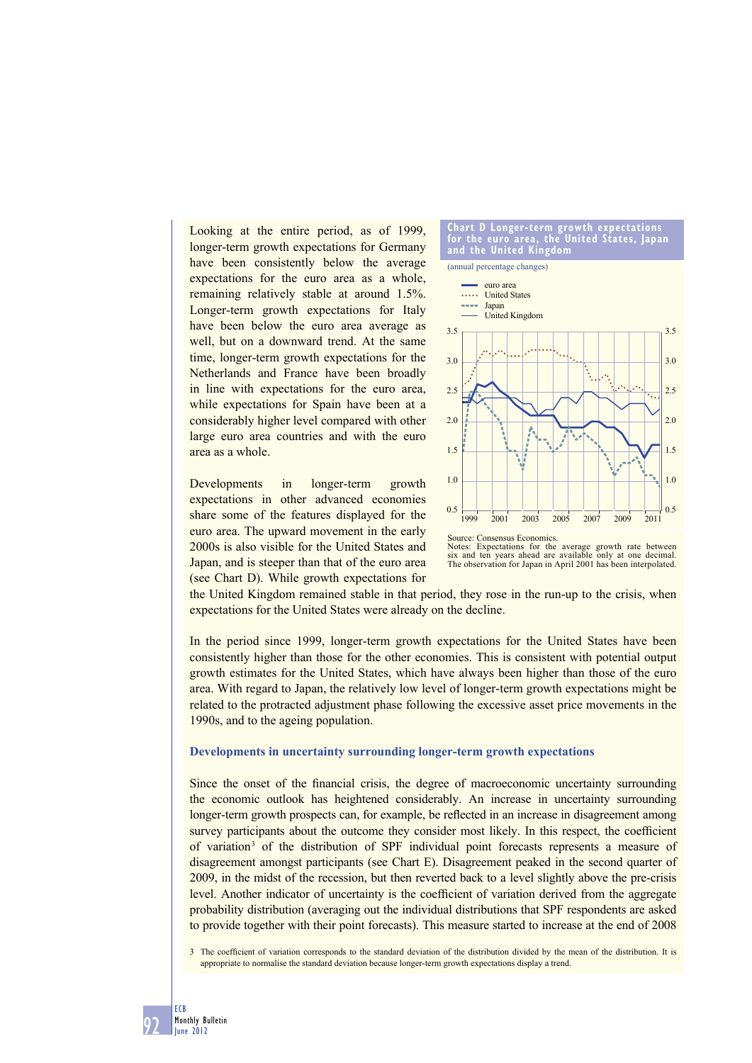Looking at the entire period, as of 1999, longer-term growth expectations for Germany have been consistently below the average expectations for the euro area as a whole, remaining relatively stable at around 1.5%. Longer-term growth expectations for Italy have been below the euro area average as well, but on a downward trend. At the same time, longer-term growth expectations for the Netherlands and France have been broadly in line with expectations for the euro area, while expectations for Spain have been at a considerably higher level compared with other large euro area countries and with the euro area as a whole.

Developments in longer-term growth expectations in other advanced economies share some of the features displayed for the euro area. The upward movement in the early 2000s is also visible for the United States and Japan, and is steeper than that of the euro area (see Chart D). While growth expectations for the United Kingdom remained stable in that period, they rose in the run-up to the crisis, when expectations for the United States were already on the decline.

**Chart D Longer-term growth expectations for the euro area, the United States, Japan and the United Kingdom**

(annual percentage changes)

- euro area
- United States
- Japan
- United Kingdom

Source: Consensus Economics.
Notes: Expectations for the average growth rate between six and ten years ahead are available only at one decimal. The observation for Japan in April 2001 has been interpolated.

In the period since 1999, longer-term growth expectations for the United States have been consistently higher than those for the other economies. This is consistent with potential output growth estimates for the United States, which have always been higher than those of the euro area. With regard to Japan, the relatively low level of longer-term growth expectations might be related to the protracted adjustment phase following the excessive asset price movements in the 1990s, and to the ageing population.

### Developments in uncertainty surrounding longer-term growth expectations

Since the onset of the financial crisis, the degree of macroeconomic uncertainty surrounding the economic outlook has heightened considerably. An increase in uncertainty surrounding longer-term growth prospects can, for example, be reflected in an increase in disagreement among survey participants about the outcome they consider most likely. In this respect, the coefficient of variation[3] of the distribution of SPF individual point forecasts represents a measure of disagreement amongst participants (see Chart E). Disagreement peaked in the second quarter of 2009, in the midst of the recession, but then reverted back to a level slightly above the pre-crisis level. Another indicator of uncertainty is the coefficient of variation derived from the aggregate probability distribution (averaging out the individual distributions that SPF respondents are asked to provide together with their point forecasts). This measure started to increase at the end of 2008

3 The coefficient of variation corresponds to the standard deviation of the distribution divided by the mean of the distribution. It is appropriate to normalise the standard deviation because longer-term growth expectations display a trend.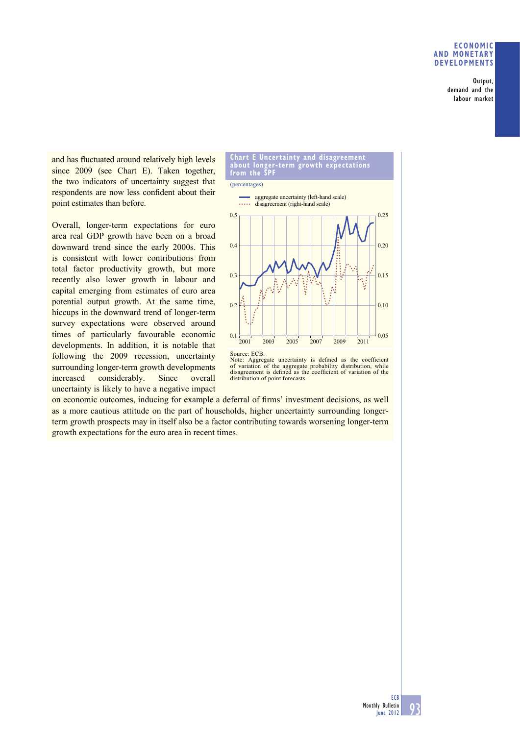and has fluctuated around relatively high levels since 2009 (see Chart E). Taken together, the two indicators of uncertainty suggest that respondents are now less confident about their point estimates than before.

Overall, longer-term expectations for euro area real GDP growth have been on a broad downward trend since the early 2000s. This is consistent with lower contributions from total factor productivity growth, but more recently also lower growth in labour and capital emerging from estimates of euro area potential output growth. At the same time, hiccups in the downward trend of longer-term survey expectations were observed around times of particularly favourable economic developments. In addition, it is notable that following the 2009 recession, uncertainty surrounding longer-term growth developments increased considerably. Since overall uncertainty is likely to have a negative impact on economic outcomes, inducing for example a deferral of firms' investment decisions, as well as a more cautious attitude on the part of households, higher uncertainty surrounding longer-term growth prospects may in itself also be a factor contributing towards worsening longer-term growth expectations for the euro area in recent times.

**Chart E Uncertainty and disagreement about longer-term growth expectations from the SPF**

(percentages)

aggregate uncertainty (left-hand scale)
disagreement (right-hand scale)

0.5
0.4
0.3
0.2
0.1

0.25
0.20
0.15
0.10
0.05

2001 2003 2005 2007 2009 2011

Source: ECB.
Note: Aggregate uncertainty is defined as the coefficient of variation of the aggregate probability distribution, while disagreement is defined as the coefficient of variation of the distribution of point forecasts.